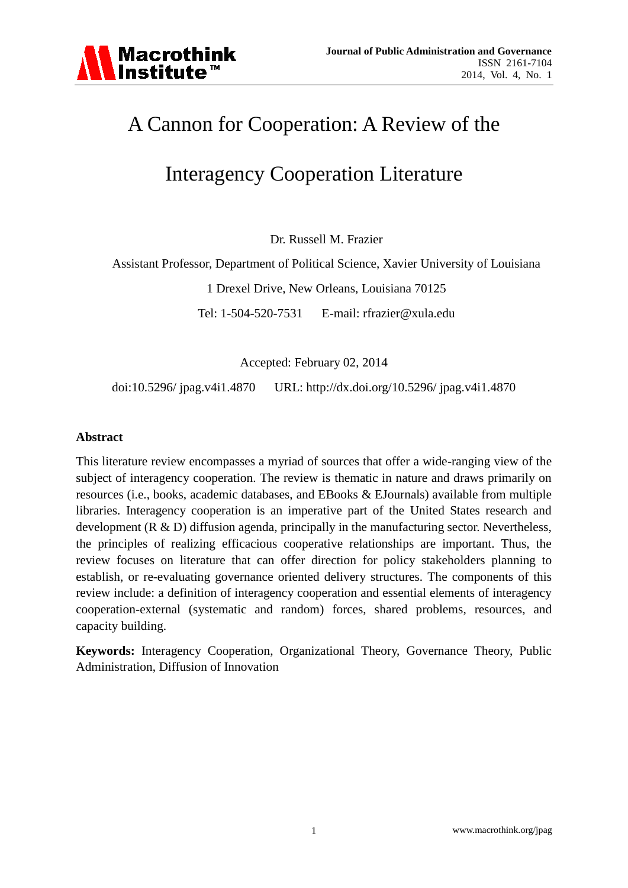# A Cannon for Cooperation: A Review of the Interagency Cooperation Literature

Dr. Russell M. Frazier

Assistant Professor, Department of Political Science, Xavier University of Louisiana

1 Drexel Drive, New Orleans, Louisiana 70125

Tel: 1-504-520-7531 E-mail: rfrazier@xula.edu

Accepted: February 02, 2014

doi:10.5296/ jpag.v4i1.4870 URL: http://dx.doi.org/10.5296/ jpag.v4i1.4870

## Abstract

This literature review encompasses a myriad of sources that offer a wide-ranging view of the subject of interagency cooperation. The review is thematic in nature and draws primarily on resources (i.e., books, academic databases, and EBooks & EJournals) available from multiple libraries. Interagency cooperation is an imperative part of the United States research and development (R & D) diffusion agenda, principally in the manufacturing sector. Nevertheless, the principles of realizing efficacious cooperative relationships are important. Thus, the review focuses on literature that can offer direction for policy stakeholders planning to establish, or re-evaluating governance oriented delivery structures. The components of this review include: a definition of interagency cooperation and essential elements of interagency cooperation-external (systematic and random) forces, shared problems, resources, and capacity building.

**Keywords:** Interagency Cooperation, Organizational Theory, Governance Theory, Public Administration, Diffusion of Innovation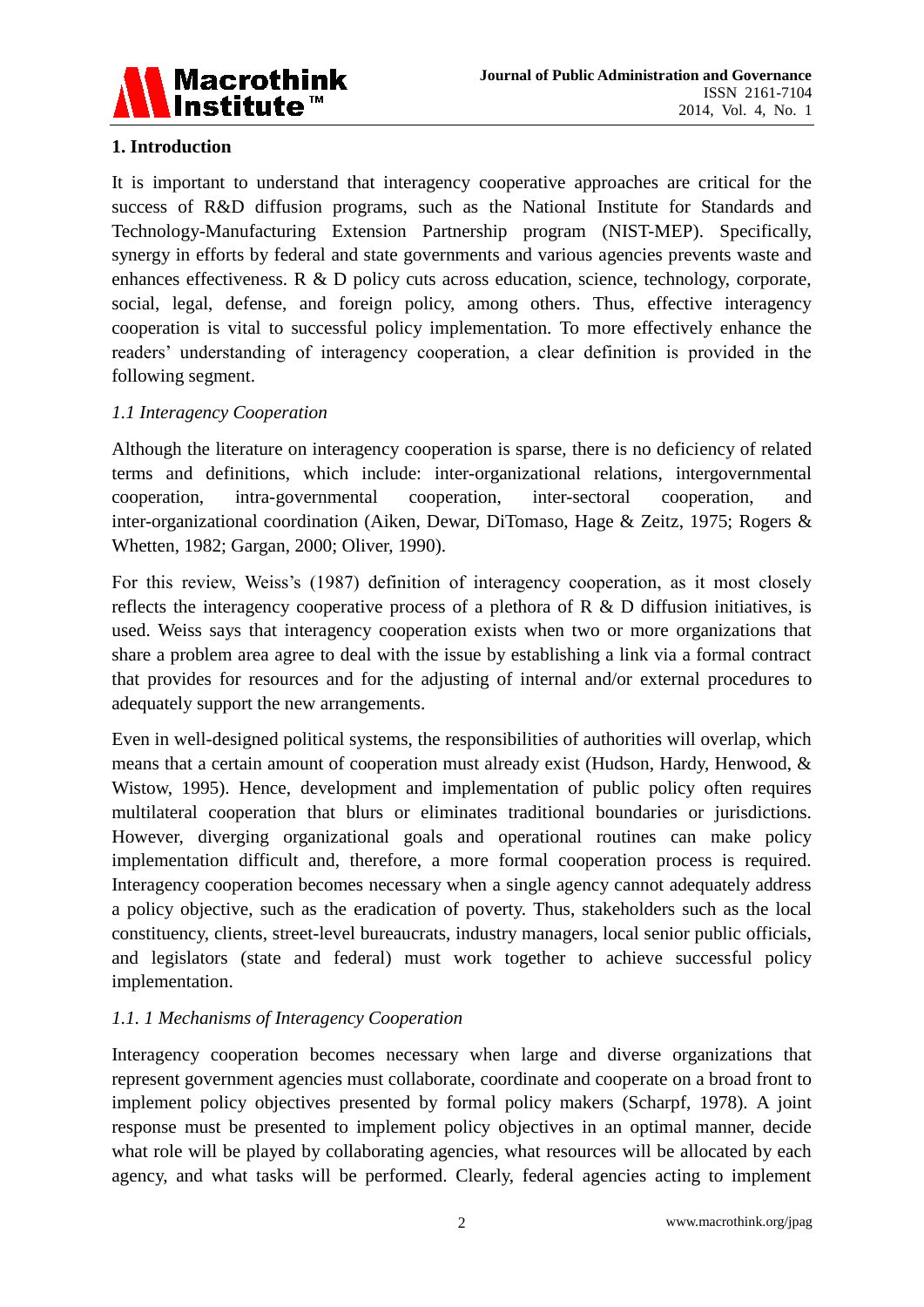## 1. Introduction

It is important to understand that interagency cooperative approaches are critical for the success of R&D diffusion programs, such as the National Institute for Standards and Technology-Manufacturing Extension Partnership program (NIST-MEP). Specifically, synergy in efforts by federal and state governments and various agencies prevents waste and enhances effectiveness. R & D policy cuts across education, science, technology, corporate, social, legal, defense, and foreign policy, among others. Thus, effective interagency cooperation is vital to successful policy implementation. To more effectively enhance the readers' understanding of interagency cooperation, a clear definition is provided in the following segment.

### *1.1 Interagency Cooperation*

Although the literature on interagency cooperation is sparse, there is no deficiency of related terms and definitions, which include: inter-organizational relations, intergovernmental cooperation, intra-governmental cooperation, inter-sectoral cooperation, and inter-organizational coordination (Aiken, Dewar, DiTomaso, Hage & Zeitz, 1975; Rogers & Whetten, 1982; Gargan, 2000; Oliver, 1990).

For this review, Weiss's (1987) definition of interagency cooperation, as it most closely reflects the interagency cooperative process of a plethora of R & D diffusion initiatives, is used. Weiss says that interagency cooperation exists when two or more organizations that share a problem area agree to deal with the issue by establishing a link via a formal contract that provides for resources and for the adjusting of internal and/or external procedures to adequately support the new arrangements.

Even in well-designed political systems, the responsibilities of authorities will overlap, which means that a certain amount of cooperation must already exist (Hudson, Hardy, Henwood, & Wistow, 1995). Hence, development and implementation of public policy often requires multilateral cooperation that blurs or eliminates traditional boundaries or jurisdictions. However, diverging organizational goals and operational routines can make policy implementation difficult and, therefore, a more formal cooperation process is required. Interagency cooperation becomes necessary when a single agency cannot adequately address a policy objective, such as the eradication of poverty. Thus, stakeholders such as the local constituency, clients, street-level bureaucrats, industry managers, local senior public officials, and legislators (state and federal) must work together to achieve successful policy implementation.

#### *1.1. 1 Mechanisms of Interagency Cooperation*

Interagency cooperation becomes necessary when large and diverse organizations that represent government agencies must collaborate, coordinate and cooperate on a broad front to implement policy objectives presented by formal policy makers (Scharpf, 1978). A joint response must be presented to implement policy objectives in an optimal manner, decide what role will be played by collaborating agencies, what resources will be allocated by each agency, and what tasks will be performed. Clearly, federal agencies acting to implement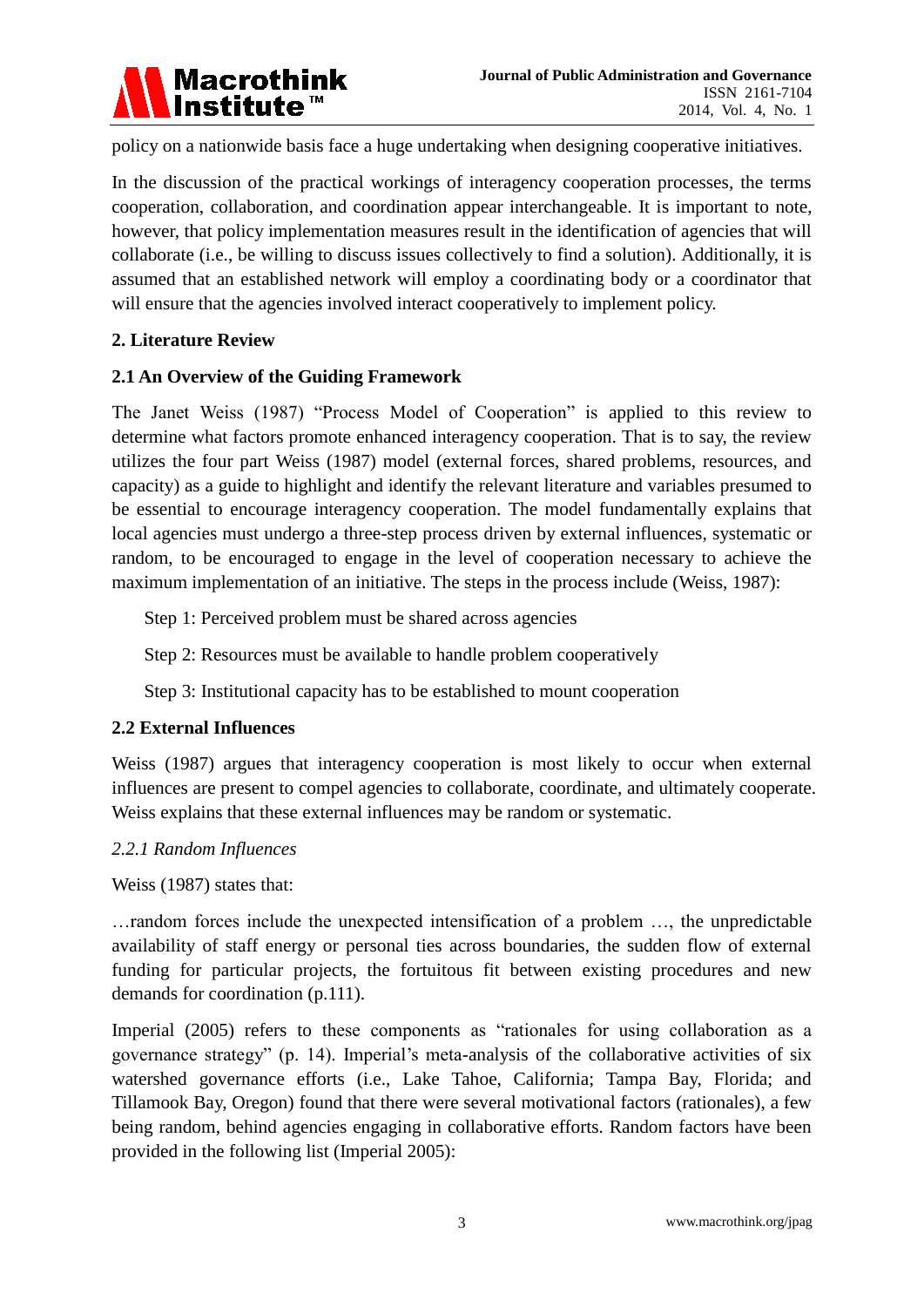policy on a nationwide basis face a huge undertaking when designing cooperative initiatives.

In the discussion of the practical workings of interagency cooperation processes, the terms cooperation, collaboration, and coordination appear interchangeable. It is important to note, however, that policy implementation measures result in the identification of agencies that will collaborate (i.e., be willing to discuss issues collectively to find a solution). Additionally, it is assumed that an established network will employ a coordinating body or a coordinator that will ensure that the agencies involved interact cooperatively to implement policy.

## 2. Literature Review

### 2.1 An Overview of the Guiding Framework

The Janet Weiss (1987) "Process Model of Cooperation" is applied to this review to determine what factors promote enhanced interagency cooperation. That is to say, the review utilizes the four part Weiss (1987) model (external forces, shared problems, resources, and capacity) as a guide to highlight and identify the relevant literature and variables presumed to be essential to encourage interagency cooperation. The model fundamentally explains that local agencies must undergo a three-step process driven by external influences, systematic or random, to be encouraged to engage in the level of cooperation necessary to achieve the maximum implementation of an initiative. The steps in the process include (Weiss, 1987):

Step 1: Perceived problem must be shared across agencies

Step 2: Resources must be available to handle problem cooperatively

Step 3: Institutional capacity has to be established to mount cooperation

### 2.2 External Influences

Weiss (1987) argues that interagency cooperation is most likely to occur when external influences are present to compel agencies to collaborate, coordinate, and ultimately cooperate. Weiss explains that these external influences may be random or systematic.

#### *2.2.1 Random Influences*

Weiss (1987) states that:

…random forces include the unexpected intensification of a problem …, the unpredictable availability of staff energy or personal ties across boundaries, the sudden flow of external funding for particular projects, the fortuitous fit between existing procedures and new demands for coordination (p.111).

Imperial (2005) refers to these components as "rationales for using collaboration as a governance strategy" (p. 14). Imperial's meta-analysis of the collaborative activities of six watershed governance efforts (i.e., Lake Tahoe, California; Tampa Bay, Florida; and Tillamook Bay, Oregon) found that there were several motivational factors (rationales), a few being random, behind agencies engaging in collaborative efforts. Random factors have been provided in the following list (Imperial 2005):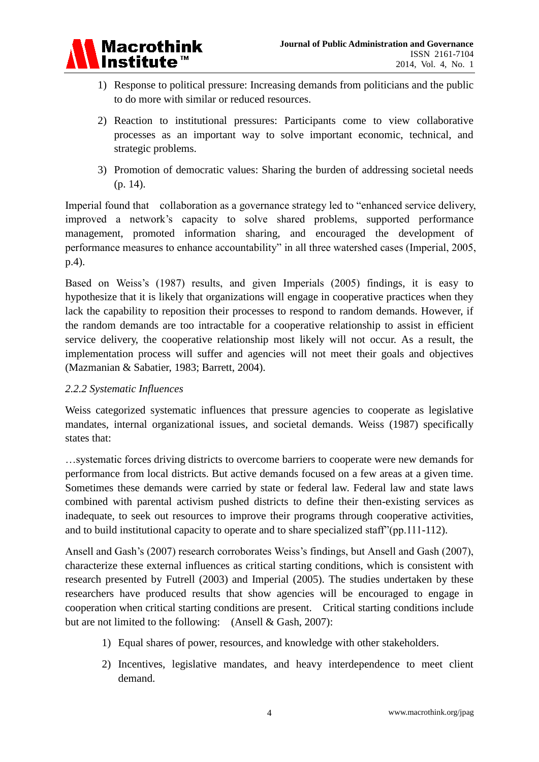1) Response to political pressure: Increasing demands from politicians and the public to do more with similar or reduced resources.

2) Reaction to institutional pressures: Participants come to view collaborative processes as an important way to solve important economic, technical, and strategic problems.

3) Promotion of democratic values: Sharing the burden of addressing societal needs (p. 14).

Imperial found that collaboration as a governance strategy led to "enhanced service delivery, improved a network's capacity to solve shared problems, supported performance management, promoted information sharing, and encouraged the development of performance measures to enhance accountability" in all three watershed cases (Imperial, 2005, p.4).

Based on Weiss's (1987) results, and given Imperials (2005) findings, it is easy to hypothesize that it is likely that organizations will engage in cooperative practices when they lack the capability to reposition their processes to respond to random demands. However, if the random demands are too intractable for a cooperative relationship to assist in efficient service delivery, the cooperative relationship most likely will not occur. As a result, the implementation process will suffer and agencies will not meet their goals and objectives (Mazmanian & Sabatier, 1983; Barrett, 2004).

### *2.2.2 Systematic Influences*

Weiss categorized systematic influences that pressure agencies to cooperate as legislative mandates, internal organizational issues, and societal demands. Weiss (1987) specifically states that:

…systematic forces driving districts to overcome barriers to cooperate were new demands for performance from local districts. But active demands focused on a few areas at a given time. Sometimes these demands were carried by state or federal law. Federal law and state laws combined with parental activism pushed districts to define their then-existing services as inadequate, to seek out resources to improve their programs through cooperative activities, and to build institutional capacity to operate and to share specialized staff"(pp.111-112).

Ansell and Gash's (2007) research corroborates Weiss's findings, but Ansell and Gash (2007), characterize these external influences as critical starting conditions, which is consistent with research presented by Futrell (2003) and Imperial (2005). The studies undertaken by these researchers have produced results that show agencies will be encouraged to engage in cooperation when critical starting conditions are present. Critical starting conditions include but are not limited to the following: (Ansell & Gash, 2007):

1) Equal shares of power, resources, and knowledge with other stakeholders.

2) Incentives, legislative mandates, and heavy interdependence to meet client demand.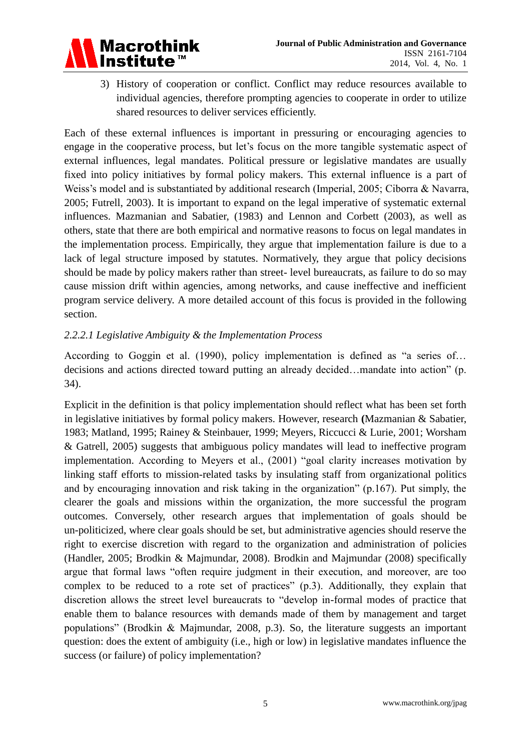3) History of cooperation or conflict. Conflict may reduce resources available to individual agencies, therefore prompting agencies to cooperate in order to utilize shared resources to deliver services efficiently.

Each of these external influences is important in pressuring or encouraging agencies to engage in the cooperative process, but let's focus on the more tangible systematic aspect of external influences, legal mandates. Political pressure or legislative mandates are usually fixed into policy initiatives by formal policy makers. This external influence is a part of Weiss's model and is substantiated by additional research (Imperial, 2005; Ciborra & Navarra, 2005; Futrell, 2003). It is important to expand on the legal imperative of systematic external influences. Mazmanian and Sabatier, (1983) and Lennon and Corbett (2003), as well as others, state that there are both empirical and normative reasons to focus on legal mandates in the implementation process. Empirically, they argue that implementation failure is due to a lack of legal structure imposed by statutes. Normatively, they argue that policy decisions should be made by policy makers rather than street- level bureaucrats, as failure to do so may cause mission drift within agencies, among networks, and cause ineffective and inefficient program service delivery. A more detailed account of this focus is provided in the following section.

#### *2.2.2.1 Legislative Ambiguity & the Implementation Process*

According to Goggin et al. (1990), policy implementation is defined as "a series of… decisions and actions directed toward putting an already decided…mandate into action" (p. 34).

Explicit in the definition is that policy implementation should reflect what has been set forth in legislative initiatives by formal policy makers. However, research **(**Mazmanian & Sabatier, 1983; Matland, 1995; Rainey & Steinbauer, 1999; Meyers, Riccucci & Lurie, 2001; Worsham & Gatrell, 2005) suggests that ambiguous policy mandates will lead to ineffective program implementation. According to Meyers et al., (2001) "goal clarity increases motivation by linking staff efforts to mission-related tasks by insulating staff from organizational politics and by encouraging innovation and risk taking in the organization" (p.167). Put simply, the clearer the goals and missions within the organization, the more successful the program outcomes. Conversely, other research argues that implementation of goals should be un-politicized, where clear goals should be set, but administrative agencies should reserve the right to exercise discretion with regard to the organization and administration of policies (Handler, 2005; Brodkin & Majmundar, 2008). Brodkin and Majmundar (2008) specifically argue that formal laws "often require judgment in their execution, and moreover, are too complex to be reduced to a rote set of practices" (p.3). Additionally, they explain that discretion allows the street level bureaucrats to "develop in-formal modes of practice that enable them to balance resources with demands made of them by management and target populations" (Brodkin & Majmundar, 2008, p.3). So, the literature suggests an important question: does the extent of ambiguity (i.e., high or low) in legislative mandates influence the success (or failure) of policy implementation?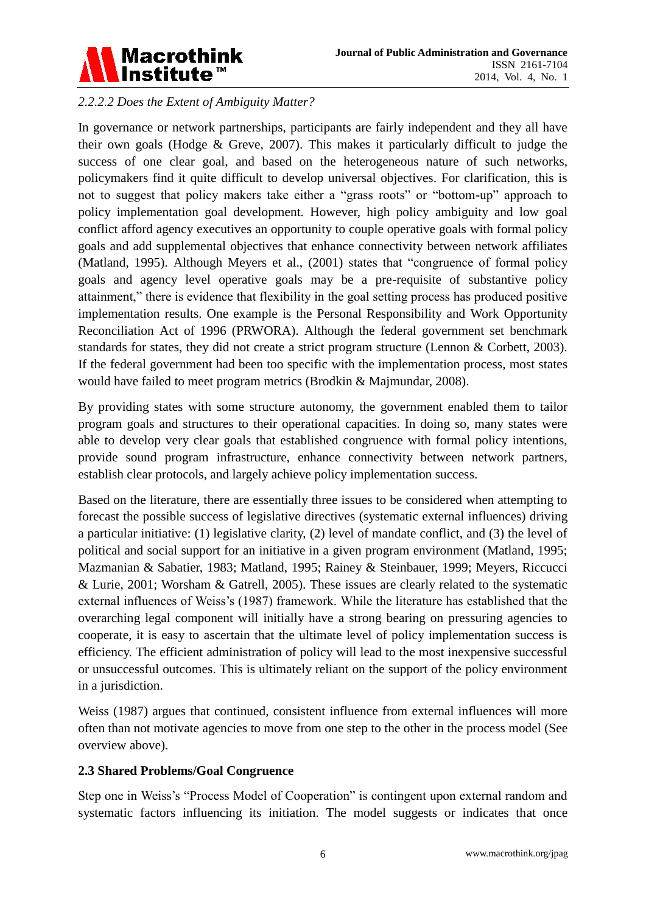#### *2.2.2.2 Does the Extent of Ambiguity Matter?*

In governance or network partnerships, participants are fairly independent and they all have their own goals (Hodge & Greve, 2007). This makes it particularly difficult to judge the success of one clear goal, and based on the heterogeneous nature of such networks, policymakers find it quite difficult to develop universal objectives. For clarification, this is not to suggest that policy makers take either a "grass roots" or "bottom-up" approach to policy implementation goal development. However, high policy ambiguity and low goal conflict afford agency executives an opportunity to couple operative goals with formal policy goals and add supplemental objectives that enhance connectivity between network affiliates (Matland, 1995). Although Meyers et al., (2001) states that "congruence of formal policy goals and agency level operative goals may be a pre-requisite of substantive policy attainment," there is evidence that flexibility in the goal setting process has produced positive implementation results. One example is the Personal Responsibility and Work Opportunity Reconciliation Act of 1996 (PRWORA). Although the federal government set benchmark standards for states, they did not create a strict program structure (Lennon & Corbett, 2003). If the federal government had been too specific with the implementation process, most states would have failed to meet program metrics (Brodkin & Majmundar, 2008).

By providing states with some structure autonomy, the government enabled them to tailor program goals and structures to their operational capacities. In doing so, many states were able to develop very clear goals that established congruence with formal policy intentions, provide sound program infrastructure, enhance connectivity between network partners, establish clear protocols, and largely achieve policy implementation success.

Based on the literature, there are essentially three issues to be considered when attempting to forecast the possible success of legislative directives (systematic external influences) driving a particular initiative: (1) legislative clarity, (2) level of mandate conflict, and (3) the level of political and social support for an initiative in a given program environment (Matland, 1995; Mazmanian & Sabatier, 1983; Matland, 1995; Rainey & Steinbauer, 1999; Meyers, Riccucci & Lurie, 2001; Worsham & Gatrell, 2005). These issues are clearly related to the systematic external influences of Weiss's (1987) framework. While the literature has established that the overarching legal component will initially have a strong bearing on pressuring agencies to cooperate, it is easy to ascertain that the ultimate level of policy implementation success is efficiency. The efficient administration of policy will lead to the most inexpensive successful or unsuccessful outcomes. This is ultimately reliant on the support of the policy environment in a jurisdiction.

Weiss (1987) argues that continued, consistent influence from external influences will more often than not motivate agencies to move from one step to the other in the process model (See overview above).

### 2.3 Shared Problems/Goal Congruence

Step one in Weiss's "Process Model of Cooperation" is contingent upon external random and systematic factors influencing its initiation. The model suggests or indicates that once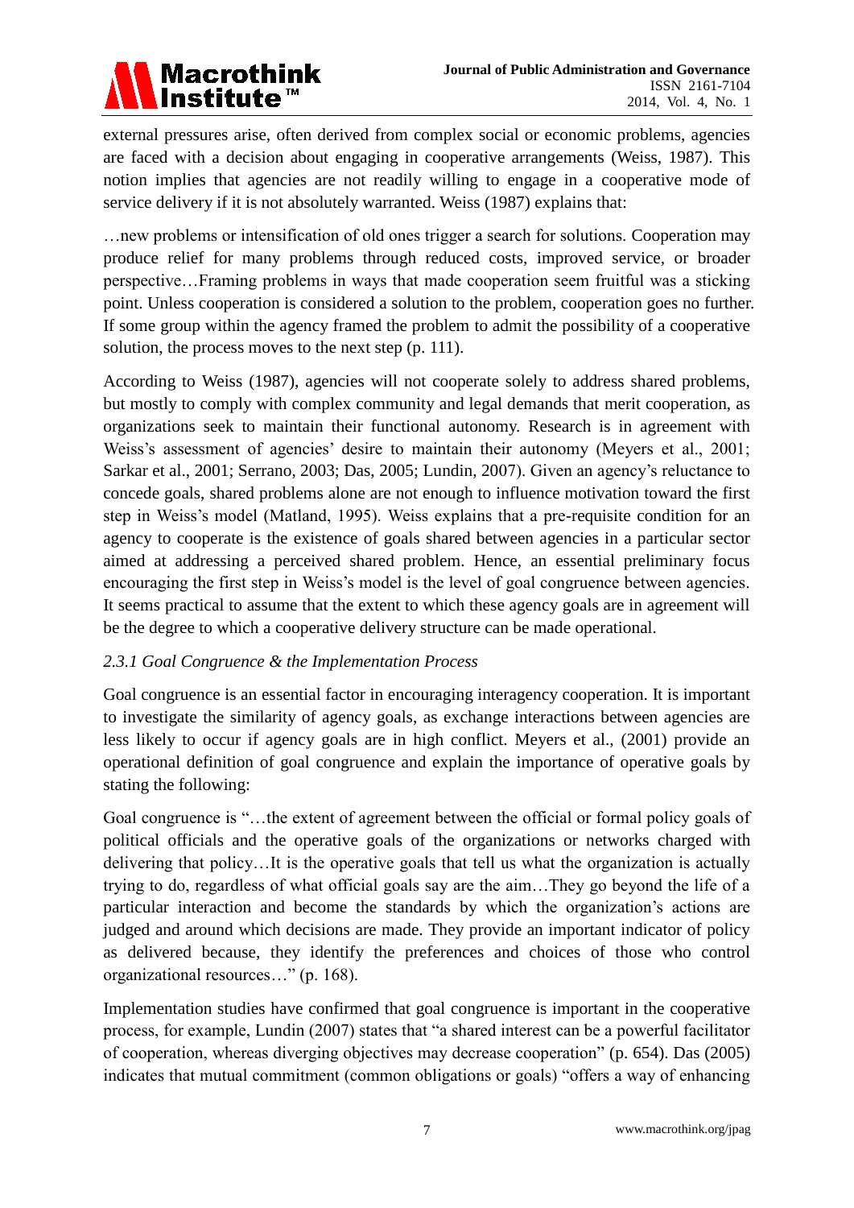external pressures arise, often derived from complex social or economic problems, agencies are faced with a decision about engaging in cooperative arrangements (Weiss, 1987). This notion implies that agencies are not readily willing to engage in a cooperative mode of service delivery if it is not absolutely warranted. Weiss (1987) explains that:

…new problems or intensification of old ones trigger a search for solutions. Cooperation may produce relief for many problems through reduced costs, improved service, or broader perspective…Framing problems in ways that made cooperation seem fruitful was a sticking point. Unless cooperation is considered a solution to the problem, cooperation goes no further. If some group within the agency framed the problem to admit the possibility of a cooperative solution, the process moves to the next step (p. 111).

According to Weiss (1987), agencies will not cooperate solely to address shared problems, but mostly to comply with complex community and legal demands that merit cooperation, as organizations seek to maintain their functional autonomy. Research is in agreement with Weiss's assessment of agencies' desire to maintain their autonomy (Meyers et al., 2001; Sarkar et al., 2001; Serrano, 2003; Das, 2005; Lundin, 2007). Given an agency's reluctance to concede goals, shared problems alone are not enough to influence motivation toward the first step in Weiss's model (Matland, 1995). Weiss explains that a pre-requisite condition for an agency to cooperate is the existence of goals shared between agencies in a particular sector aimed at addressing a perceived shared problem. Hence, an essential preliminary focus encouraging the first step in Weiss's model is the level of goal congruence between agencies. It seems practical to assume that the extent to which these agency goals are in agreement will be the degree to which a cooperative delivery structure can be made operational.

### *2.3.1 Goal Congruence & the Implementation Process*

Goal congruence is an essential factor in encouraging interagency cooperation. It is important to investigate the similarity of agency goals, as exchange interactions between agencies are less likely to occur if agency goals are in high conflict. Meyers et al., (2001) provide an operational definition of goal congruence and explain the importance of operative goals by stating the following:

Goal congruence is "…the extent of agreement between the official or formal policy goals of political officials and the operative goals of the organizations or networks charged with delivering that policy…It is the operative goals that tell us what the organization is actually trying to do, regardless of what official goals say are the aim…They go beyond the life of a particular interaction and become the standards by which the organization's actions are judged and around which decisions are made. They provide an important indicator of policy as delivered because, they identify the preferences and choices of those who control organizational resources…" (p. 168).

Implementation studies have confirmed that goal congruence is important in the cooperative process, for example, Lundin (2007) states that "a shared interest can be a powerful facilitator of cooperation, whereas diverging objectives may decrease cooperation" (p. 654). Das (2005) indicates that mutual commitment (common obligations or goals) "offers a way of enhancing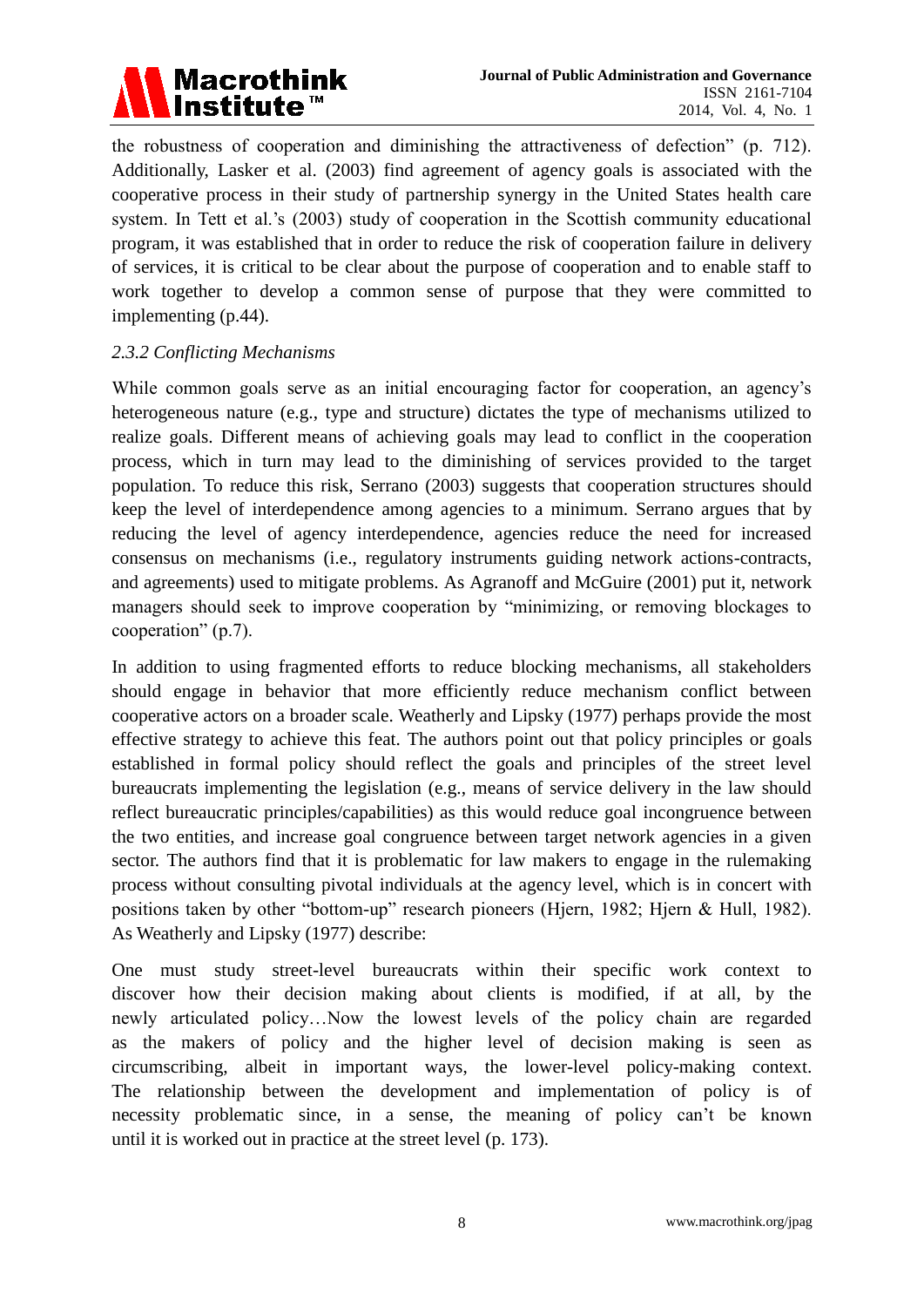the robustness of cooperation and diminishing the attractiveness of defection" (p. 712). Additionally, Lasker et al. (2003) find agreement of agency goals is associated with the cooperative process in their study of partnership synergy in the United States health care system. In Tett et al.'s (2003) study of cooperation in the Scottish community educational program, it was established that in order to reduce the risk of cooperation failure in delivery of services, it is critical to be clear about the purpose of cooperation and to enable staff to work together to develop a common sense of purpose that they were committed to implementing (p.44).

### *2.3.2 Conflicting Mechanisms*

While common goals serve as an initial encouraging factor for cooperation, an agency's heterogeneous nature (e.g., type and structure) dictates the type of mechanisms utilized to realize goals. Different means of achieving goals may lead to conflict in the cooperation process, which in turn may lead to the diminishing of services provided to the target population. To reduce this risk, Serrano (2003) suggests that cooperation structures should keep the level of interdependence among agencies to a minimum. Serrano argues that by reducing the level of agency interdependence, agencies reduce the need for increased consensus on mechanisms (i.e., regulatory instruments guiding network actions-contracts, and agreements) used to mitigate problems. As Agranoff and McGuire (2001) put it, network managers should seek to improve cooperation by "minimizing, or removing blockages to cooperation" (p.7).

In addition to using fragmented efforts to reduce blocking mechanisms, all stakeholders should engage in behavior that more efficiently reduce mechanism conflict between cooperative actors on a broader scale. Weatherly and Lipsky (1977) perhaps provide the most effective strategy to achieve this feat. The authors point out that policy principles or goals established in formal policy should reflect the goals and principles of the street level bureaucrats implementing the legislation (e.g., means of service delivery in the law should reflect bureaucratic principles/capabilities) as this would reduce goal incongruence between the two entities, and increase goal congruence between target network agencies in a given sector. The authors find that it is problematic for law makers to engage in the rulemaking process without consulting pivotal individuals at the agency level, which is in concert with positions taken by other "bottom-up" research pioneers (Hjern, 1982; Hjern & Hull, 1982). As Weatherly and Lipsky (1977) describe:

> One must study street-level bureaucrats within their specific work context to discover how their decision making about clients is modified, if at all, by the newly articulated policy…Now the lowest levels of the policy chain are regarded as the makers of policy and the higher level of decision making is seen as circumscribing, albeit in important ways, the lower-level policy-making context. The relationship between the development and implementation of policy is of necessity problematic since, in a sense, the meaning of policy can't be known until it is worked out in practice at the street level (p. 173).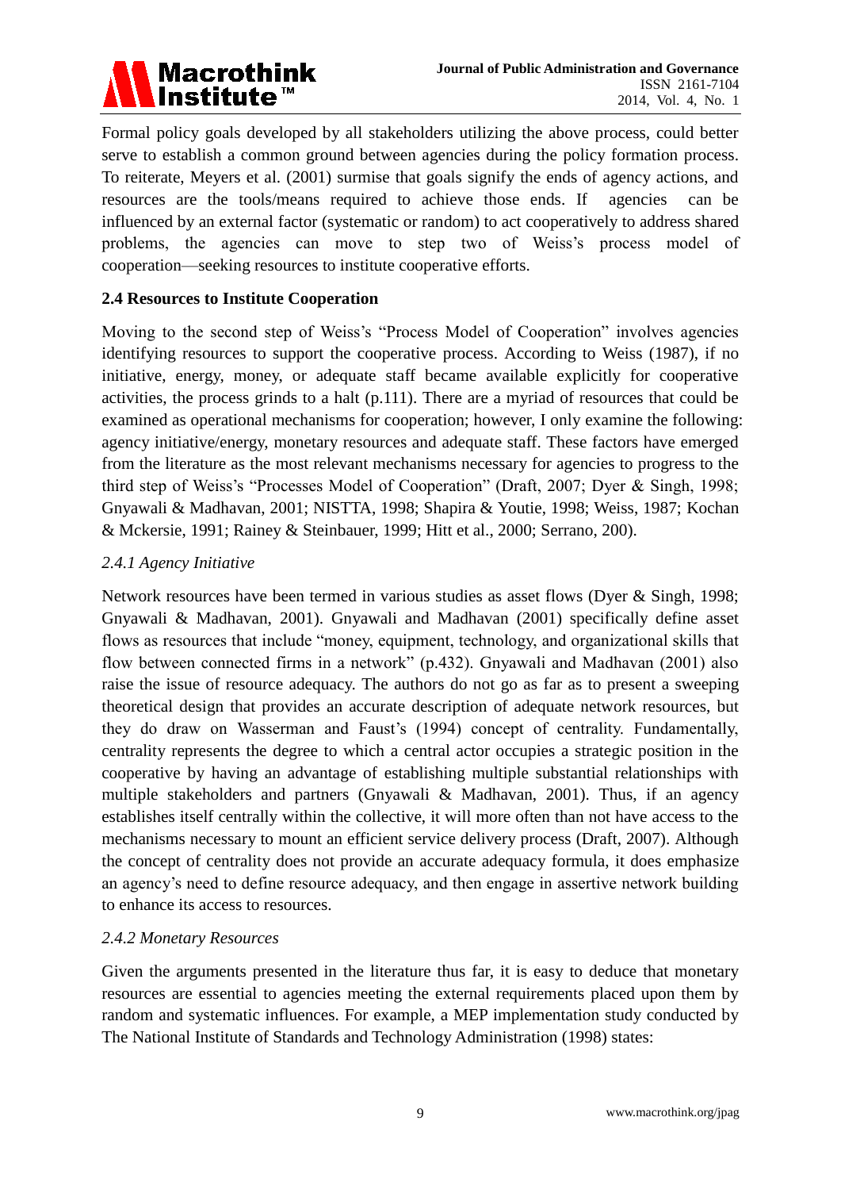Formal policy goals developed by all stakeholders utilizing the above process, could better serve to establish a common ground between agencies during the policy formation process. To reiterate, Meyers et al. (2001) surmise that goals signify the ends of agency actions, and resources are the tools/means required to achieve those ends. If agencies can be influenced by an external factor (systematic or random) to act cooperatively to address shared problems, the agencies can move to step two of Weiss's process model of cooperation—seeking resources to institute cooperative efforts.

### 2.4 Resources to Institute Cooperation

Moving to the second step of Weiss's "Process Model of Cooperation" involves agencies identifying resources to support the cooperative process. According to Weiss (1987), if no initiative, energy, money, or adequate staff became available explicitly for cooperative activities, the process grinds to a halt (p.111). There are a myriad of resources that could be examined as operational mechanisms for cooperation; however, I only examine the following: agency initiative/energy, monetary resources and adequate staff. These factors have emerged from the literature as the most relevant mechanisms necessary for agencies to progress to the third step of Weiss's "Processes Model of Cooperation" (Draft, 2007; Dyer & Singh, 1998; Gnyawali & Madhavan, 2001; NISTTA, 1998; Shapira & Youtie, 1998; Weiss, 1987; Kochan & Mckersie, 1991; Rainey & Steinbauer, 1999; Hitt et al., 2000; Serrano, 200).

#### *2.4.1 Agency Initiative*

Network resources have been termed in various studies as asset flows (Dyer & Singh, 1998; Gnyawali & Madhavan, 2001). Gnyawali and Madhavan (2001) specifically define asset flows as resources that include "money, equipment, technology, and organizational skills that flow between connected firms in a network" (p.432). Gnyawali and Madhavan (2001) also raise the issue of resource adequacy. The authors do not go as far as to present a sweeping theoretical design that provides an accurate description of adequate network resources, but they do draw on Wasserman and Faust's (1994) concept of centrality. Fundamentally, centrality represents the degree to which a central actor occupies a strategic position in the cooperative by having an advantage of establishing multiple substantial relationships with multiple stakeholders and partners (Gnyawali & Madhavan, 2001). Thus, if an agency establishes itself centrally within the collective, it will more often than not have access to the mechanisms necessary to mount an efficient service delivery process (Draft, 2007). Although the concept of centrality does not provide an accurate adequacy formula, it does emphasize an agency's need to define resource adequacy, and then engage in assertive network building to enhance its access to resources.

#### *2.4.2 Monetary Resources*

Given the arguments presented in the literature thus far, it is easy to deduce that monetary resources are essential to agencies meeting the external requirements placed upon them by random and systematic influences. For example, a MEP implementation study conducted by The National Institute of Standards and Technology Administration (1998) states: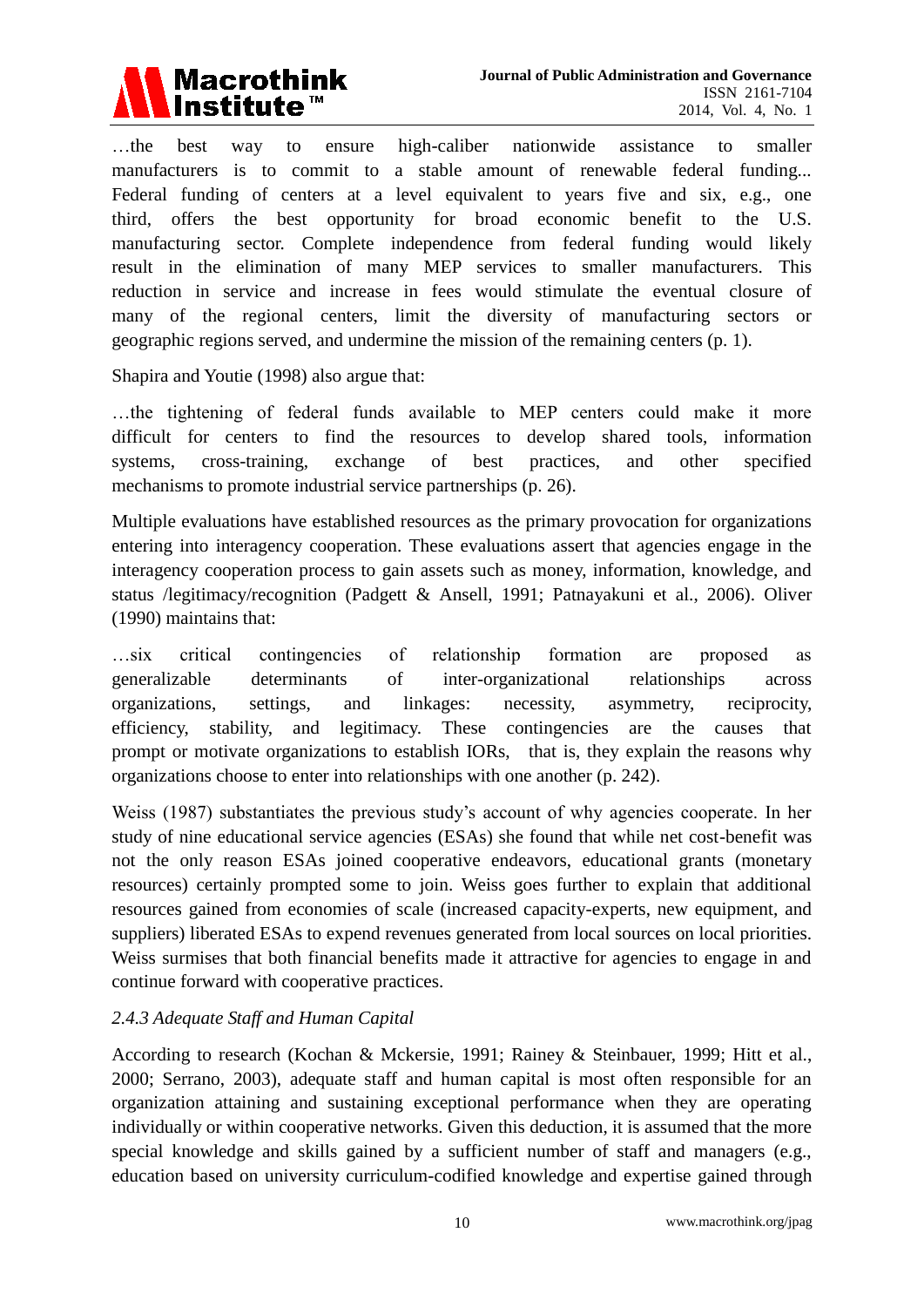…the best way to ensure high-caliber nationwide assistance to smaller manufacturers is to commit to a stable amount of renewable federal funding... Federal funding of centers at a level equivalent to years five and six, e.g., one third, offers the best opportunity for broad economic benefit to the U.S. manufacturing sector. Complete independence from federal funding would likely result in the elimination of many MEP services to smaller manufacturers. This reduction in service and increase in fees would stimulate the eventual closure of many of the regional centers, limit the diversity of manufacturing sectors or geographic regions served, and undermine the mission of the remaining centers (p. 1).

Shapira and Youtie (1998) also argue that:

…the tightening of federal funds available to MEP centers could make it more difficult for centers to find the resources to develop shared tools, information systems, cross-training, exchange of best practices, and other specified mechanisms to promote industrial service partnerships (p. 26).

Multiple evaluations have established resources as the primary provocation for organizations entering into interagency cooperation. These evaluations assert that agencies engage in the interagency cooperation process to gain assets such as money, information, knowledge, and status /legitimacy/recognition (Padgett & Ansell, 1991; Patnayakuni et al., 2006). Oliver (1990) maintains that:

…six critical contingencies of relationship formation are proposed as generalizable determinants of inter-organizational relationships across organizations, settings, and linkages: necessity, asymmetry, reciprocity, efficiency, stability, and legitimacy. These contingencies are the causes that prompt or motivate organizations to establish IORs, that is, they explain the reasons why organizations choose to enter into relationships with one another (p. 242).

Weiss (1987) substantiates the previous study's account of why agencies cooperate. In her study of nine educational service agencies (ESAs) she found that while net cost-benefit was not the only reason ESAs joined cooperative endeavors, educational grants (monetary resources) certainly prompted some to join. Weiss goes further to explain that additional resources gained from economies of scale (increased capacity-experts, new equipment, and suppliers) liberated ESAs to expend revenues generated from local sources on local priorities. Weiss surmises that both financial benefits made it attractive for agencies to engage in and continue forward with cooperative practices.

### *2.4.3 Adequate Staff and Human Capital*

According to research (Kochan & Mckersie, 1991; Rainey & Steinbauer, 1999; Hitt et al., 2000; Serrano, 2003), adequate staff and human capital is most often responsible for an organization attaining and sustaining exceptional performance when they are operating individually or within cooperative networks. Given this deduction, it is assumed that the more special knowledge and skills gained by a sufficient number of staff and managers (e.g., education based on university curriculum-codified knowledge and expertise gained through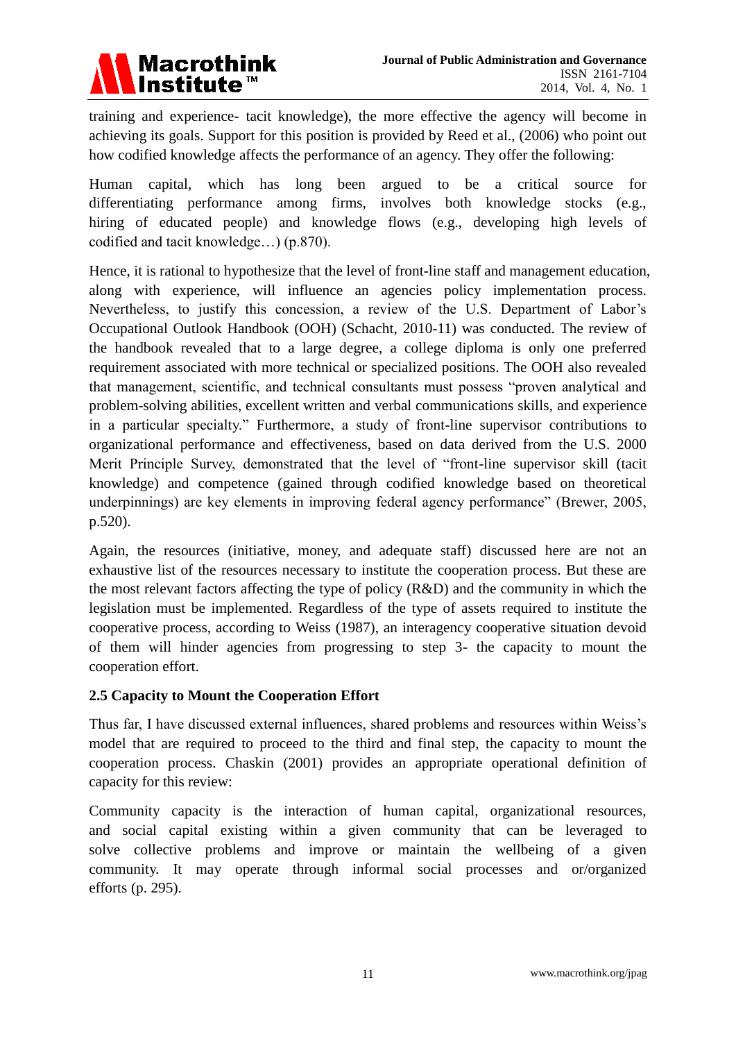training and experience- tacit knowledge), the more effective the agency will become in achieving its goals. Support for this position is provided by Reed et al., (2006) who point out how codified knowledge affects the performance of an agency. They offer the following:

Human capital, which has long been argued to be a critical source for differentiating performance among firms, involves both knowledge stocks (e.g., hiring of educated people) and knowledge flows (e.g., developing high levels of codified and tacit knowledge…) (p.870).

Hence, it is rational to hypothesize that the level of front-line staff and management education, along with experience, will influence an agencies policy implementation process. Nevertheless, to justify this concession, a review of the U.S. Department of Labor's Occupational Outlook Handbook (OOH) (Schacht, 2010-11) was conducted. The review of the handbook revealed that to a large degree, a college diploma is only one preferred requirement associated with more technical or specialized positions. The OOH also revealed that management, scientific, and technical consultants must possess "proven analytical and problem-solving abilities, excellent written and verbal communications skills, and experience in a particular specialty." Furthermore, a study of front-line supervisor contributions to organizational performance and effectiveness, based on data derived from the U.S. 2000 Merit Principle Survey, demonstrated that the level of "front-line supervisor skill (tacit knowledge) and competence (gained through codified knowledge based on theoretical underpinnings) are key elements in improving federal agency performance" (Brewer, 2005, p.520).

Again, the resources (initiative, money, and adequate staff) discussed here are not an exhaustive list of the resources necessary to institute the cooperation process. But these are the most relevant factors affecting the type of policy (R&D) and the community in which the legislation must be implemented. Regardless of the type of assets required to institute the cooperative process, according to Weiss (1987), an interagency cooperative situation devoid of them will hinder agencies from progressing to step 3- the capacity to mount the cooperation effort.

### 2.5 Capacity to Mount the Cooperation Effort

Thus far, I have discussed external influences, shared problems and resources within Weiss's model that are required to proceed to the third and final step, the capacity to mount the cooperation process. Chaskin (2001) provides an appropriate operational definition of capacity for this review:

Community capacity is the interaction of human capital, organizational resources, and social capital existing within a given community that can be leveraged to solve collective problems and improve or maintain the wellbeing of a given community. It may operate through informal social processes and or/organized efforts (p. 295).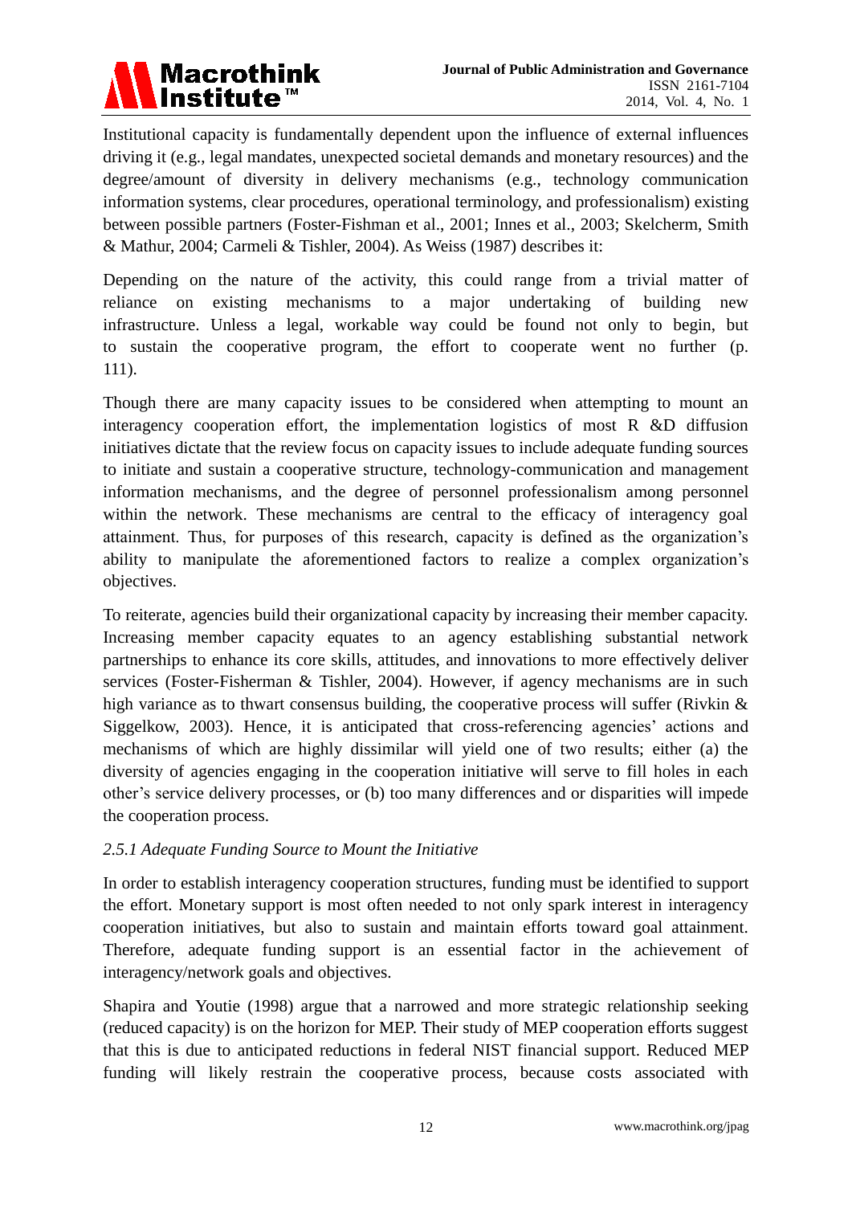Institutional capacity is fundamentally dependent upon the influence of external influences driving it (e.g., legal mandates, unexpected societal demands and monetary resources) and the degree/amount of diversity in delivery mechanisms (e.g., technology communication information systems, clear procedures, operational terminology, and professionalism) existing between possible partners (Foster-Fishman et al., 2001; Innes et al., 2003; Skelcherm, Smith & Mathur, 2004; Carmeli & Tishler, 2004). As Weiss (1987) describes it:

Depending on the nature of the activity, this could range from a trivial matter of reliance on existing mechanisms to a major undertaking of building new infrastructure. Unless a legal, workable way could be found not only to begin, but to sustain the cooperative program, the effort to cooperate went no further (p. 111).

Though there are many capacity issues to be considered when attempting to mount an interagency cooperation effort, the implementation logistics of most R &D diffusion initiatives dictate that the review focus on capacity issues to include adequate funding sources to initiate and sustain a cooperative structure, technology-communication and management information mechanisms, and the degree of personnel professionalism among personnel within the network. These mechanisms are central to the efficacy of interagency goal attainment. Thus, for purposes of this research, capacity is defined as the organization's ability to manipulate the aforementioned factors to realize a complex organization's objectives.

To reiterate, agencies build their organizational capacity by increasing their member capacity. Increasing member capacity equates to an agency establishing substantial network partnerships to enhance its core skills, attitudes, and innovations to more effectively deliver services (Foster-Fisherman & Tishler, 2004). However, if agency mechanisms are in such high variance as to thwart consensus building, the cooperative process will suffer (Rivkin & Siggelkow, 2003). Hence, it is anticipated that cross-referencing agencies' actions and mechanisms of which are highly dissimilar will yield one of two results; either (a) the diversity of agencies engaging in the cooperation initiative will serve to fill holes in each other's service delivery processes, or (b) too many differences and or disparities will impede the cooperation process.

*2.5.1 Adequate Funding Source to Mount the Initiative*

In order to establish interagency cooperation structures, funding must be identified to support the effort. Monetary support is most often needed to not only spark interest in interagency cooperation initiatives, but also to sustain and maintain efforts toward goal attainment. Therefore, adequate funding support is an essential factor in the achievement of interagency/network goals and objectives.

Shapira and Youtie (1998) argue that a narrowed and more strategic relationship seeking (reduced capacity) is on the horizon for MEP. Their study of MEP cooperation efforts suggest that this is due to anticipated reductions in federal NIST financial support. Reduced MEP funding will likely restrain the cooperative process, because costs associated with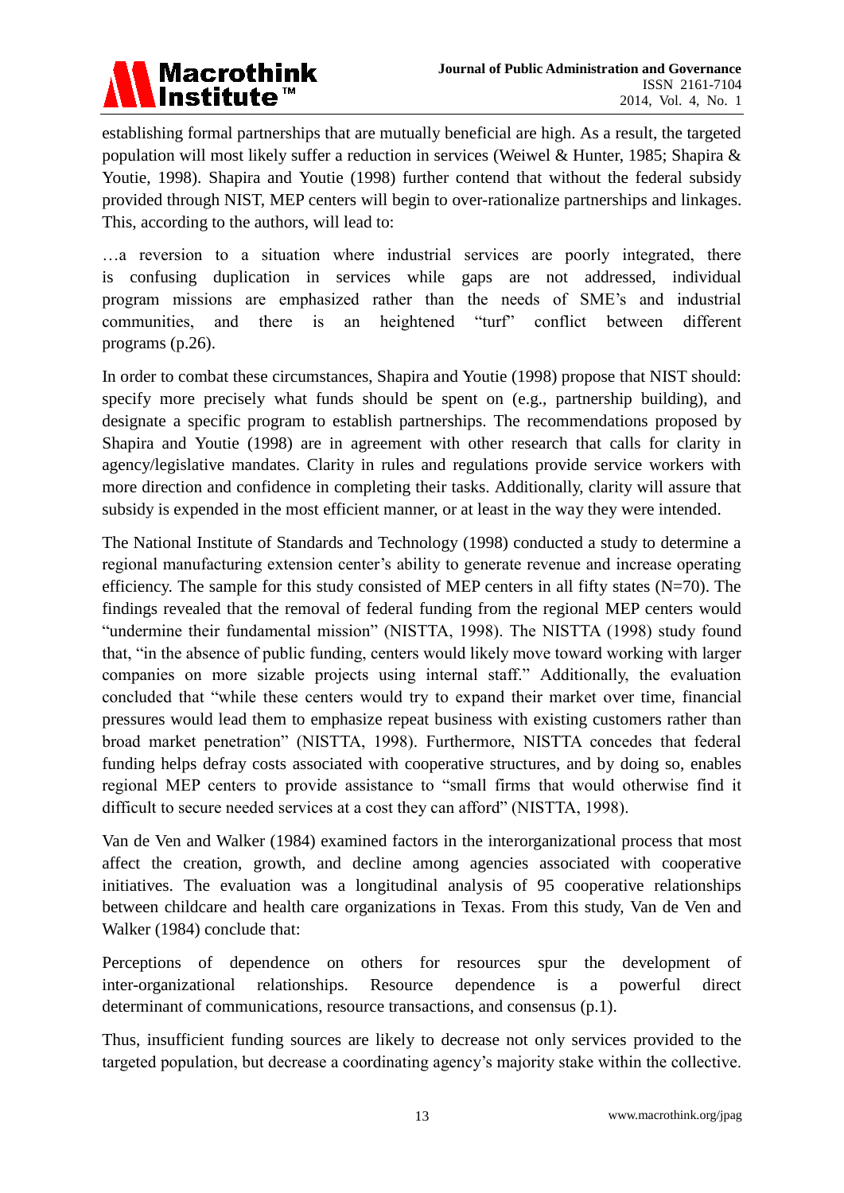establishing formal partnerships that are mutually beneficial are high. As a result, the targeted population will most likely suffer a reduction in services (Weiwel & Hunter, 1985; Shapira & Youtie, 1998). Shapira and Youtie (1998) further contend that without the federal subsidy provided through NIST, MEP centers will begin to over-rationalize partnerships and linkages. This, according to the authors, will lead to:

…a reversion to a situation where industrial services are poorly integrated, there is confusing duplication in services while gaps are not addressed, individual program missions are emphasized rather than the needs of SME's and industrial communities, and there is an heightened "turf" conflict between different programs (p.26).

In order to combat these circumstances, Shapira and Youtie (1998) propose that NIST should: specify more precisely what funds should be spent on (e.g., partnership building), and designate a specific program to establish partnerships. The recommendations proposed by Shapira and Youtie (1998) are in agreement with other research that calls for clarity in agency/legislative mandates. Clarity in rules and regulations provide service workers with more direction and confidence in completing their tasks. Additionally, clarity will assure that subsidy is expended in the most efficient manner, or at least in the way they were intended.

The National Institute of Standards and Technology (1998) conducted a study to determine a regional manufacturing extension center's ability to generate revenue and increase operating efficiency. The sample for this study consisted of MEP centers in all fifty states (N=70). The findings revealed that the removal of federal funding from the regional MEP centers would "undermine their fundamental mission" (NISTTA, 1998). The NISTTA (1998) study found that, "in the absence of public funding, centers would likely move toward working with larger companies on more sizable projects using internal staff." Additionally, the evaluation concluded that "while these centers would try to expand their market over time, financial pressures would lead them to emphasize repeat business with existing customers rather than broad market penetration" (NISTTA, 1998). Furthermore, NISTTA concedes that federal funding helps defray costs associated with cooperative structures, and by doing so, enables regional MEP centers to provide assistance to "small firms that would otherwise find it difficult to secure needed services at a cost they can afford" (NISTTA, 1998).

Van de Ven and Walker (1984) examined factors in the interorganizational process that most affect the creation, growth, and decline among agencies associated with cooperative initiatives. The evaluation was a longitudinal analysis of 95 cooperative relationships between childcare and health care organizations in Texas. From this study, Van de Ven and Walker (1984) conclude that:

Perceptions of dependence on others for resources spur the development of inter-organizational relationships. Resource dependence is a powerful direct determinant of communications, resource transactions, and consensus (p.1).

Thus, insufficient funding sources are likely to decrease not only services provided to the targeted population, but decrease a coordinating agency's majority stake within the collective.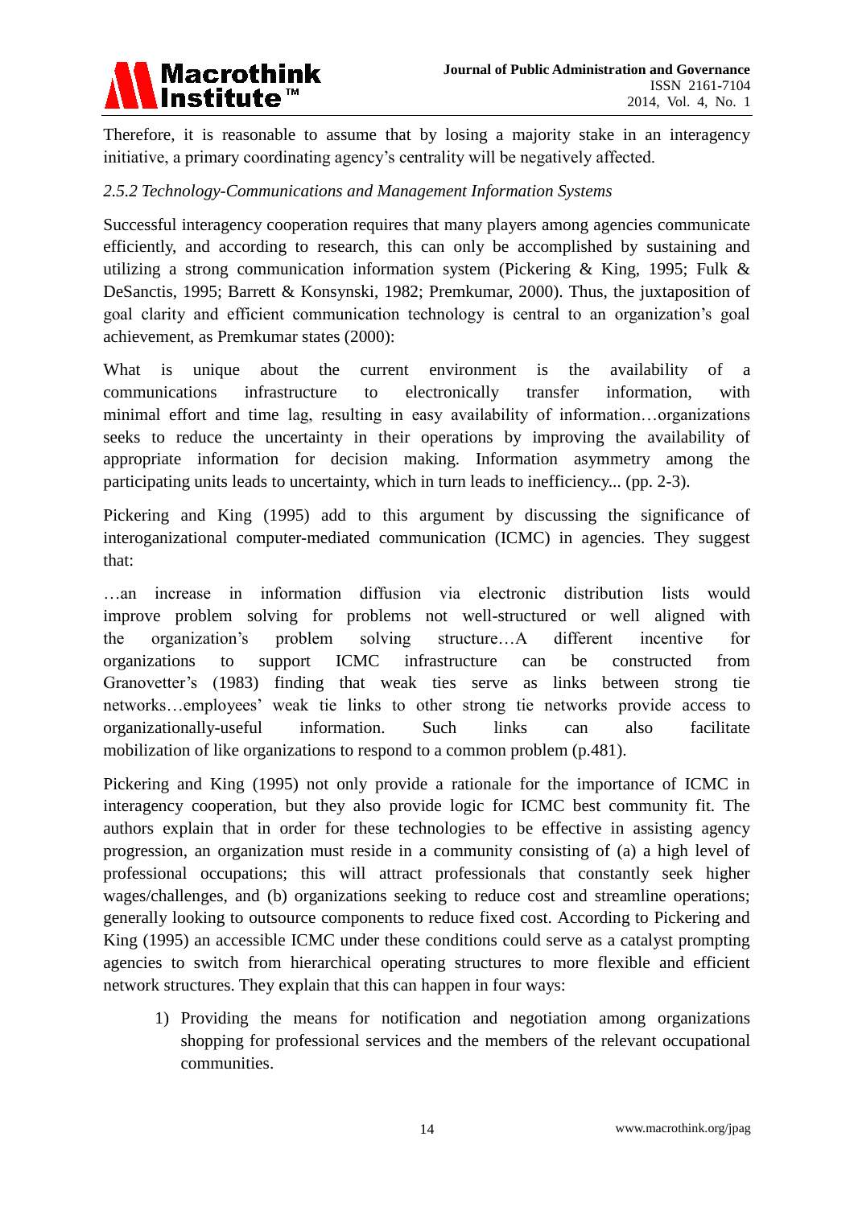Therefore, it is reasonable to assume that by losing a majority stake in an interagency initiative, a primary coordinating agency's centrality will be negatively affected.

*2.5.2 Technology-Communications and Management Information Systems*

Successful interagency cooperation requires that many players among agencies communicate efficiently, and according to research, this can only be accomplished by sustaining and utilizing a strong communication information system (Pickering & King, 1995; Fulk & DeSanctis, 1995; Barrett & Konsynski, 1982; Premkumar, 2000). Thus, the juxtaposition of goal clarity and efficient communication technology is central to an organization's goal achievement, as Premkumar states (2000):

What is unique about the current environment is the availability of a communications infrastructure to electronically transfer information, with minimal effort and time lag, resulting in easy availability of information…organizations seeks to reduce the uncertainty in their operations by improving the availability of appropriate information for decision making. Information asymmetry among the participating units leads to uncertainty, which in turn leads to inefficiency... (pp. 2-3).

Pickering and King (1995) add to this argument by discussing the significance of interoganizational computer-mediated communication (ICMC) in agencies. They suggest that:

…an increase in information diffusion via electronic distribution lists would improve problem solving for problems not well-structured or well aligned with the organization's problem solving structure…A different incentive for organizations to support ICMC infrastructure can be constructed from Granovetter's (1983) finding that weak ties serve as links between strong tie networks…employees' weak tie links to other strong tie networks provide access to organizationally-useful information. Such links can also facilitate mobilization of like organizations to respond to a common problem (p.481).

Pickering and King (1995) not only provide a rationale for the importance of ICMC in interagency cooperation, but they also provide logic for ICMC best community fit. The authors explain that in order for these technologies to be effective in assisting agency progression, an organization must reside in a community consisting of (a) a high level of professional occupations; this will attract professionals that constantly seek higher wages/challenges, and (b) organizations seeking to reduce cost and streamline operations; generally looking to outsource components to reduce fixed cost. According to Pickering and King (1995) an accessible ICMC under these conditions could serve as a catalyst prompting agencies to switch from hierarchical operating structures to more flexible and efficient network structures. They explain that this can happen in four ways:

1) Providing the means for notification and negotiation among organizations shopping for professional services and the members of the relevant occupational communities.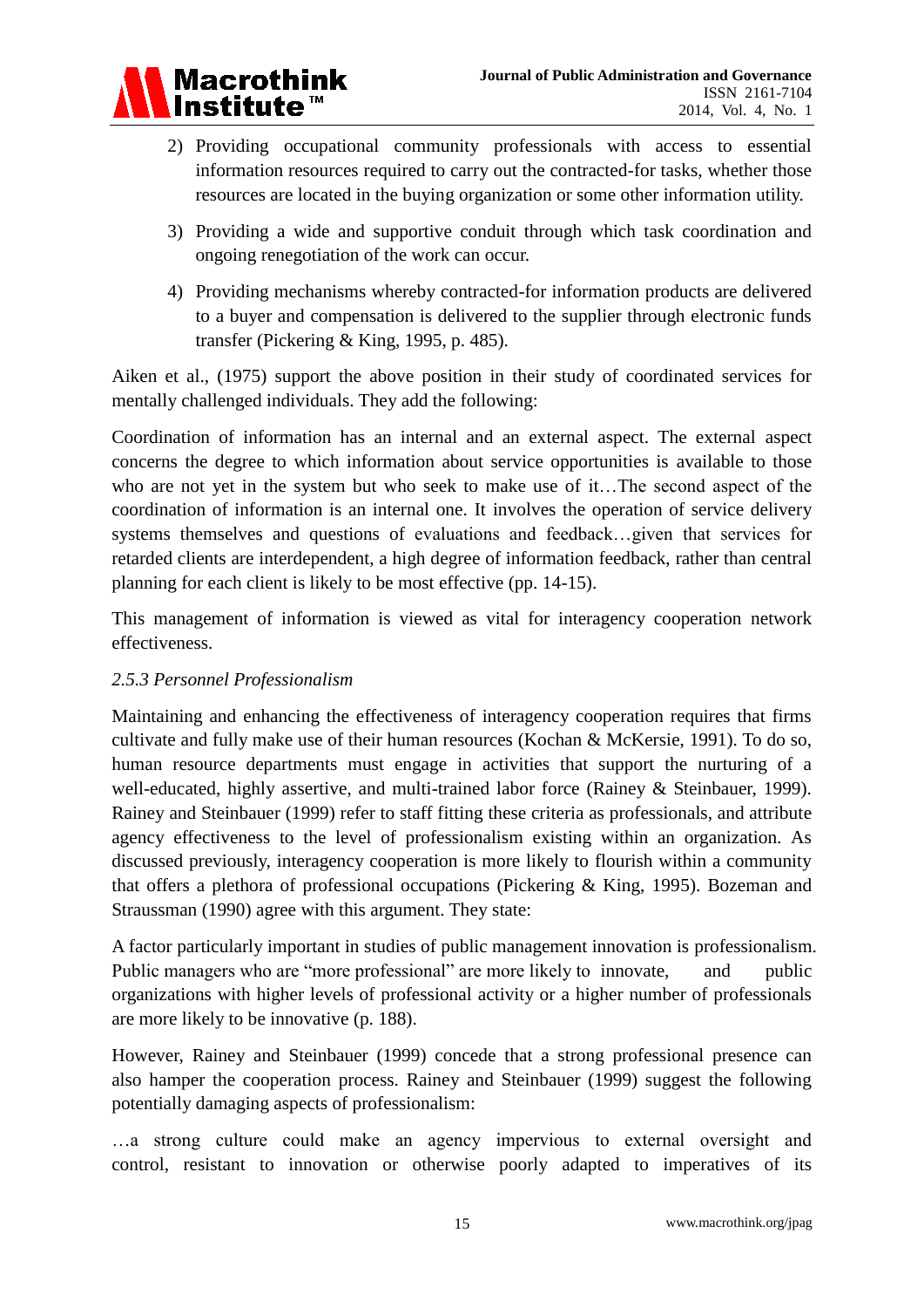2) Providing occupational community professionals with access to essential information resources required to carry out the contracted-for tasks, whether those resources are located in the buying organization or some other information utility.

3) Providing a wide and supportive conduit through which task coordination and ongoing renegotiation of the work can occur.

4) Providing mechanisms whereby contracted-for information products are delivered to a buyer and compensation is delivered to the supplier through electronic funds transfer (Pickering & King, 1995, p. 485).

Aiken et al., (1975) support the above position in their study of coordinated services for mentally challenged individuals. They add the following:

Coordination of information has an internal and an external aspect. The external aspect concerns the degree to which information about service opportunities is available to those who are not yet in the system but who seek to make use of it…The second aspect of the coordination of information is an internal one. It involves the operation of service delivery systems themselves and questions of evaluations and feedback…given that services for retarded clients are interdependent, a high degree of information feedback, rather than central planning for each client is likely to be most effective (pp. 14-15).

This management of information is viewed as vital for interagency cooperation network effectiveness.

*2.5.3 Personnel Professionalism*

Maintaining and enhancing the effectiveness of interagency cooperation requires that firms cultivate and fully make use of their human resources (Kochan & McKersie, 1991). To do so, human resource departments must engage in activities that support the nurturing of a well-educated, highly assertive, and multi-trained labor force (Rainey & Steinbauer, 1999). Rainey and Steinbauer (1999) refer to staff fitting these criteria as professionals, and attribute agency effectiveness to the level of professionalism existing within an organization. As discussed previously, interagency cooperation is more likely to flourish within a community that offers a plethora of professional occupations (Pickering & King, 1995). Bozeman and Straussman (1990) agree with this argument. They state:

A factor particularly important in studies of public management innovation is professionalism. Public managers who are "more professional" are more likely to innovate, and public organizations with higher levels of professional activity or a higher number of professionals are more likely to be innovative (p. 188).

However, Rainey and Steinbauer (1999) concede that a strong professional presence can also hamper the cooperation process. Rainey and Steinbauer (1999) suggest the following potentially damaging aspects of professionalism:

…a strong culture could make an agency impervious to external oversight and control, resistant to innovation or otherwise poorly adapted to imperatives of its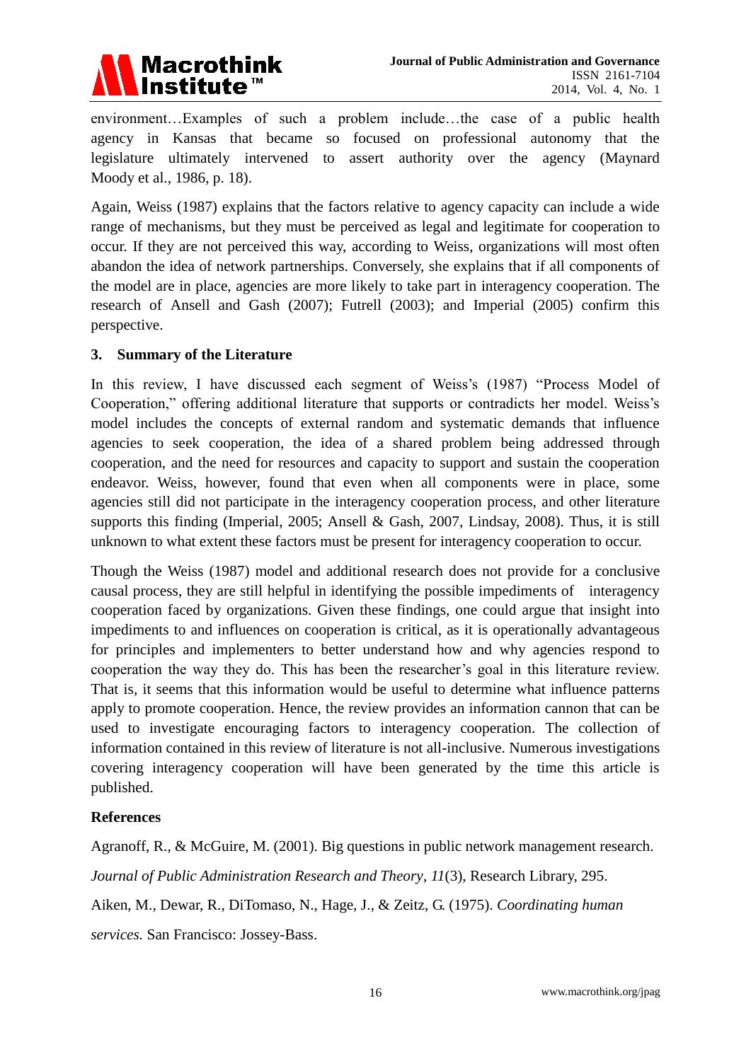environment…Examples of such a problem include…the case of a public health agency in Kansas that became so focused on professional autonomy that the legislature ultimately intervened to assert authority over the agency (Maynard Moody et al., 1986, p. 18).

Again, Weiss (1987) explains that the factors relative to agency capacity can include a wide range of mechanisms, but they must be perceived as legal and legitimate for cooperation to occur. If they are not perceived this way, according to Weiss, organizations will most often abandon the idea of network partnerships. Conversely, she explains that if all components of the model are in place, agencies are more likely to take part in interagency cooperation. The research of Ansell and Gash (2007); Futrell (2003); and Imperial (2005) confirm this perspective.

## 3. Summary of the Literature

In this review, I have discussed each segment of Weiss's (1987) "Process Model of Cooperation," offering additional literature that supports or contradicts her model. Weiss's model includes the concepts of external random and systematic demands that influence agencies to seek cooperation, the idea of a shared problem being addressed through cooperation, and the need for resources and capacity to support and sustain the cooperation endeavor. Weiss, however, found that even when all components were in place, some agencies still did not participate in the interagency cooperation process, and other literature supports this finding (Imperial, 2005; Ansell & Gash, 2007, Lindsay, 2008). Thus, it is still unknown to what extent these factors must be present for interagency cooperation to occur.

Though the Weiss (1987) model and additional research does not provide for a conclusive causal process, they are still helpful in identifying the possible impediments of interagency cooperation faced by organizations. Given these findings, one could argue that insight into impediments to and influences on cooperation is critical, as it is operationally advantageous for principles and implementers to better understand how and why agencies respond to cooperation the way they do. This has been the researcher's goal in this literature review. That is, it seems that this information would be useful to determine what influence patterns apply to promote cooperation. Hence, the review provides an information cannon that can be used to investigate encouraging factors to interagency cooperation. The collection of information contained in this review of literature is not all-inclusive. Numerous investigations covering interagency cooperation will have been generated by the time this article is published.

## References

Agranoff, R., & McGuire, M. (2001). Big questions in public network management research. *Journal of Public Administration Research and Theory*, *11*(3), Research Library, 295.

Aiken, M., Dewar, R., DiTomaso, N., Hage, J., & Zeitz, G. (1975). *Coordinating human services.* San Francisco: Jossey-Bass.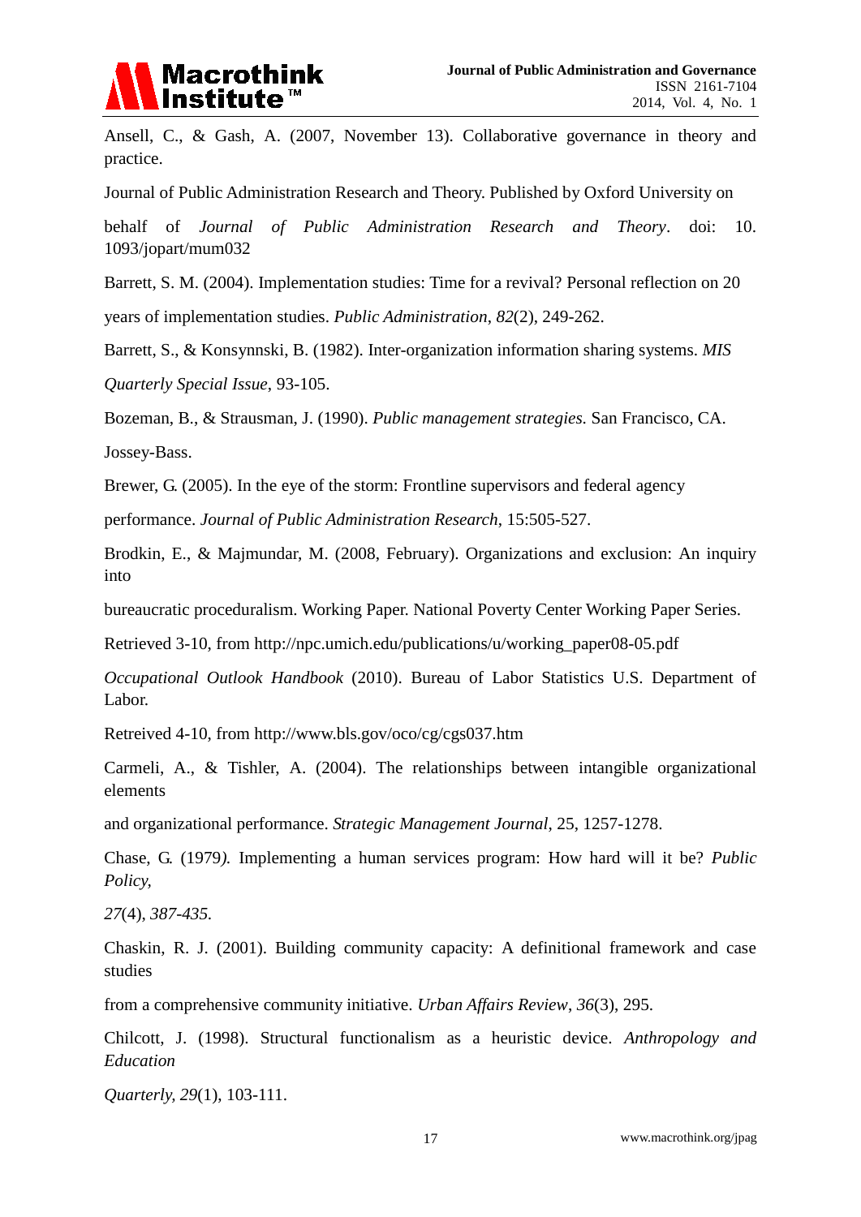Ansell, C., & Gash, A. (2007, November 13). Collaborative governance in theory and practice.

Journal of Public Administration Research and Theory. Published by Oxford University on

behalf of *Journal of Public Administration Research and Theory*. doi: 10. 1093/jopart/mum032

Barrett, S. M. (2004). Implementation studies: Time for a revival? Personal reflection on 20

years of implementation studies. *Public Administration*, *82*(2), 249-262.

Barrett, S., & Konsynnski, B. (1982). Inter-organization information sharing systems. *MIS*

*Quarterly Special Issue*, 93-105.

Bozeman, B., & Strausman, J. (1990). *Public management strategies.* San Francisco, CA.

Jossey-Bass.

Brewer, G. (2005). In the eye of the storm: Frontline supervisors and federal agency

performance. *Journal of Public Administration Research*, 15:505-527.

Brodkin, E., & Majmundar, M. (2008, February). Organizations and exclusion: An inquiry into

bureaucratic proceduralism. Working Paper. National Poverty Center Working Paper Series.

Retrieved 3-10, from http://npc.umich.edu/publications/u/working_paper08-05.pdf

*Occupational Outlook Handbook* (2010). Bureau of Labor Statistics U.S. Department of Labor.

Retreived 4-10, from http://www.bls.gov/oco/cg/cgs037.htm

Carmeli, A., & Tishler, A. (2004). The relationships between intangible organizational elements

and organizational performance. *Strategic Management Journal*, 25, 1257-1278.

Chase, G. (1979*)*. Implementing a human services program: How hard will it be? *Public Policy,*

*27*(4), *387-435.*

Chaskin, R. J. (2001). Building community capacity: A definitional framework and case studies

from a comprehensive community initiative. *Urban Affairs Review*, *36*(3), 295.

Chilcott, J. (1998). Structural functionalism as a heuristic device. *Anthropology and Education*

*Quarterly, 29*(1), 103-111.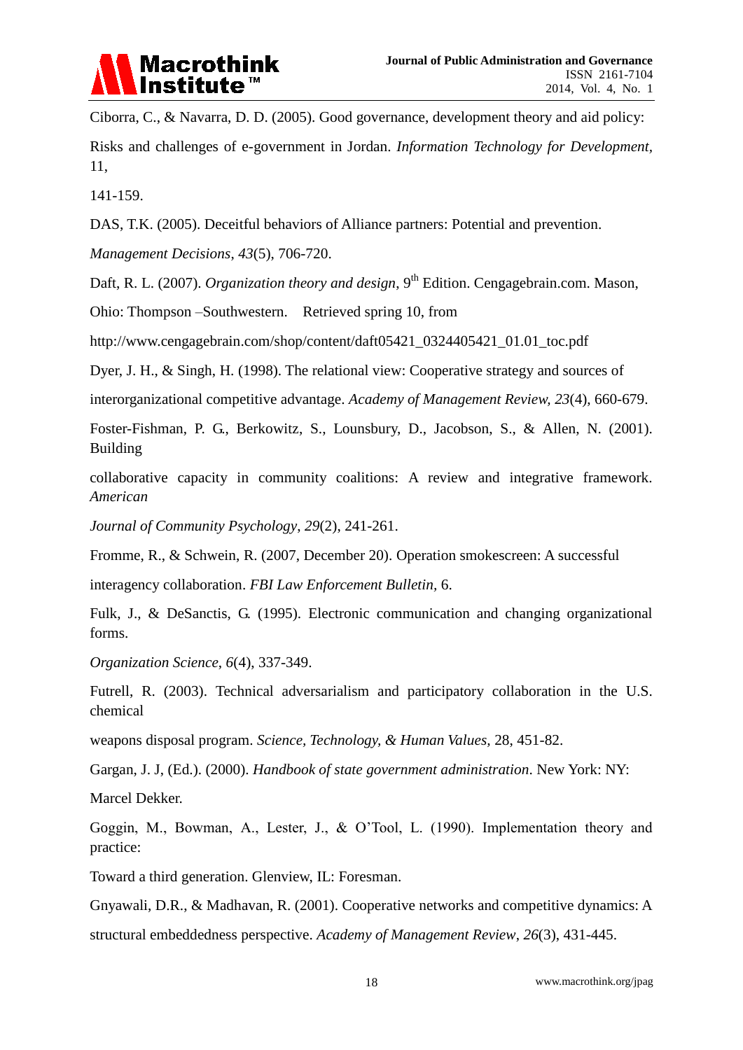Ciborra, C., & Navarra, D. D. (2005). Good governance, development theory and aid policy: Risks and challenges of e-government in Jordan. *Information Technology for Development*, 11, 141-159.

DAS, T.K. (2005). Deceitful behaviors of Alliance partners: Potential and prevention. *Management Decisions*, *43*(5), 706-720.

Daft, R. L. (2007). *Organization theory and design*, 9th Edition. Cengagebrain.com. Mason, Ohio: Thompson –Southwestern. Retrieved spring 10, from http://www.cengagebrain.com/shop/content/daft05421_0324405421_01.01_toc.pdf

Dyer, J. H., & Singh, H. (1998). The relational view: Cooperative strategy and sources of interorganizational competitive advantage. *Academy of Management Review, 23*(4), 660-679.

Foster-Fishman, P. G., Berkowitz, S., Lounsbury, D., Jacobson, S., & Allen, N. (2001). Building collaborative capacity in community coalitions: A review and integrative framework. *American Journal of Community Psychology*, *29*(2), 241-261.

Fromme, R., & Schwein, R. (2007, December 20). Operation smokescreen: A successful interagency collaboration. *FBI Law Enforcement Bulletin*, 6.

Fulk, J., & DeSanctis, G. (1995). Electronic communication and changing organizational forms. *Organization Science*, *6*(4), 337-349.

Futrell, R. (2003). Technical adversarialism and participatory collaboration in the U.S. chemical weapons disposal program. *Science, Technology, & Human Values*, 28, 451-82.

Gargan, J. J, (Ed.). (2000). *Handbook of state government administration*. New York: NY: Marcel Dekker.

Goggin, M., Bowman, A., Lester, J., & O'Tool, L. (1990). Implementation theory and practice: Toward a third generation. Glenview, IL: Foresman.

Gnyawali, D.R., & Madhavan, R. (2001). Cooperative networks and competitive dynamics: A structural embeddedness perspective. *Academy of Management Review*, *26*(3), 431-445.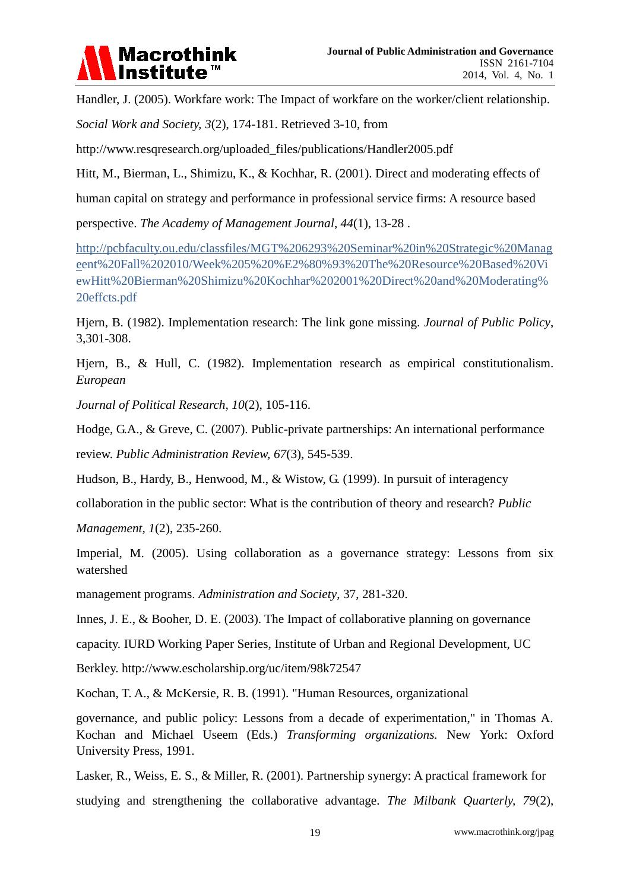Handler, J. (2005). Workfare work: The Impact of workfare on the worker/client relationship. *Social Work and Society, 3*(2), 174-181. Retrieved 3-10, from http://www.resqresearch.org/uploaded_files/publications/Handler2005.pdf

Hitt, M., Bierman, L., Shimizu, K., & Kochhar, R. (2001). Direct and moderating effects of human capital on strategy and performance in professional service firms: A resource based perspective. *The Academy of Management Journal*, *44*(1), 13-28 .

http://pcbfaculty.ou.edu/classfiles/MGT%206293%20Seminar%20in%20Strategic%20Manageent%20Fall%202010/Week%205%20%E2%80%93%20The%20Resource%20Based%20ViewHitt%20Bierman%20Shimizu%20Kochhar%202001%20Direct%20and%20Moderating%20effcts.pdf

Hjern, B. (1982). Implementation research: The link gone missing. *Journal of Public Policy*, 3,301-308.

Hjern, B., & Hull, C. (1982). Implementation research as empirical constitutionalism. *European Journal of Political Research*, *10*(2), 105-116.

Hodge, G.A., & Greve, C. (2007). Public-private partnerships: An international performance review. *Public Administration Review, 67*(3), 545-539.

Hudson, B., Hardy, B., Henwood, M., & Wistow, G. (1999). In pursuit of interagency collaboration in the public sector: What is the contribution of theory and research? *Public Management, 1*(2), 235-260.

Imperial, M. (2005). Using collaboration as a governance strategy: Lessons from six watershed management programs. *Administration and Society*, 37, 281-320.

Innes, J. E., & Booher, D. E. (2003). The Impact of collaborative planning on governance capacity. IURD Working Paper Series, Institute of Urban and Regional Development, UC Berkley. http://www.escholarship.org/uc/item/98k72547

Kochan, T. A., & McKersie, R. B. (1991). "Human Resources, organizational governance, and public policy: Lessons from a decade of experimentation," in Thomas A. Kochan and Michael Useem (Eds.) *Transforming organizations.* New York: Oxford University Press, 1991.

Lasker, R., Weiss, E. S., & Miller, R. (2001). Partnership synergy: A practical framework for studying and strengthening the collaborative advantage. *The Milbank Quarterly, 79*(2),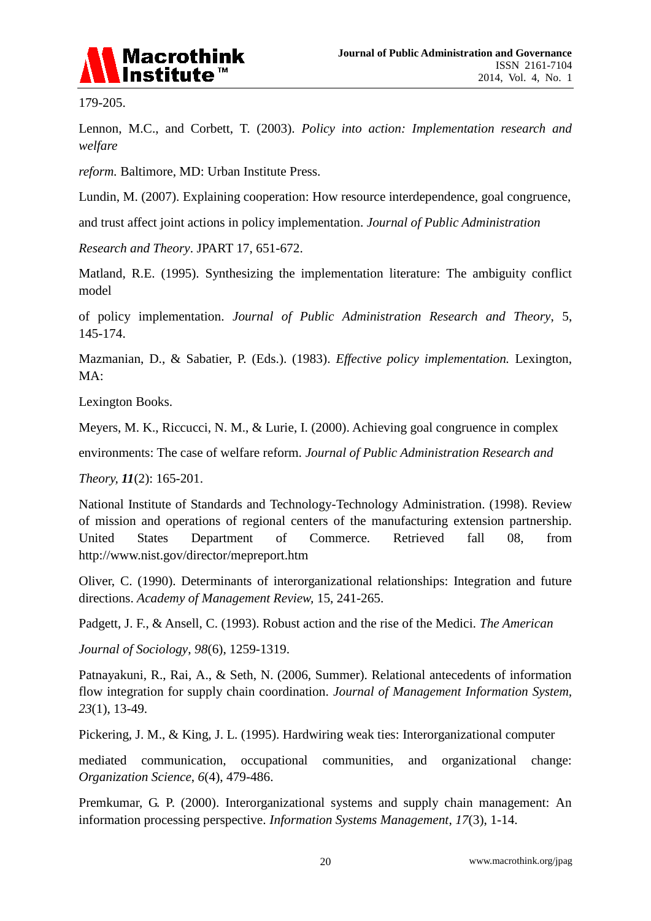179-205.

Lennon, M.C., and Corbett, T. (2003). *Policy into action: Implementation research and welfare reform.* Baltimore, MD: Urban Institute Press.

Lundin, M. (2007). Explaining cooperation: How resource interdependence, goal congruence, and trust affect joint actions in policy implementation. *Journal of Public Administration Research and Theory*. JPART 17, 651-672.

Matland, R.E. (1995). Synthesizing the implementation literature: The ambiguity conflict model of policy implementation. *Journal of Public Administration Research and Theory*, 5, 145-174.

Mazmanian, D., & Sabatier, P. (Eds.). (1983). *Effective policy implementation.* Lexington, MA: Lexington Books.

Meyers, M. K., Riccucci, N. M., & Lurie, I. (2000). Achieving goal congruence in complex environments: The case of welfare reform. *Journal of Public Administration Research and Theory, **11***(2): 165-201.

National Institute of Standards and Technology-Technology Administration. (1998). Review of mission and operations of regional centers of the manufacturing extension partnership. United States Department of Commerce. Retrieved fall 08, from http://www.nist.gov/director/mepreport.htm

Oliver, C. (1990). Determinants of interorganizational relationships: Integration and future directions. *Academy of Management Review*, 15, 241-265.

Padgett, J. F., & Ansell, C. (1993). Robust action and the rise of the Medici. *The American Journal of Sociology*, *98*(6), 1259-1319.

Patnayakuni, R., Rai, A., & Seth, N. (2006, Summer). Relational antecedents of information flow integration for supply chain coordination. *Journal of Management Information System*, *23*(1), 13-49.

Pickering, J. M., & King, J. L. (1995). Hardwiring weak ties: Interorganizational computer mediated communication, occupational communities, and organizational change: *Organization Science*, *6*(4), 479-486.

Premkumar, G. P. (2000). Interorganizational systems and supply chain management: An information processing perspective. *Information Systems Management*, *17*(3), 1-14.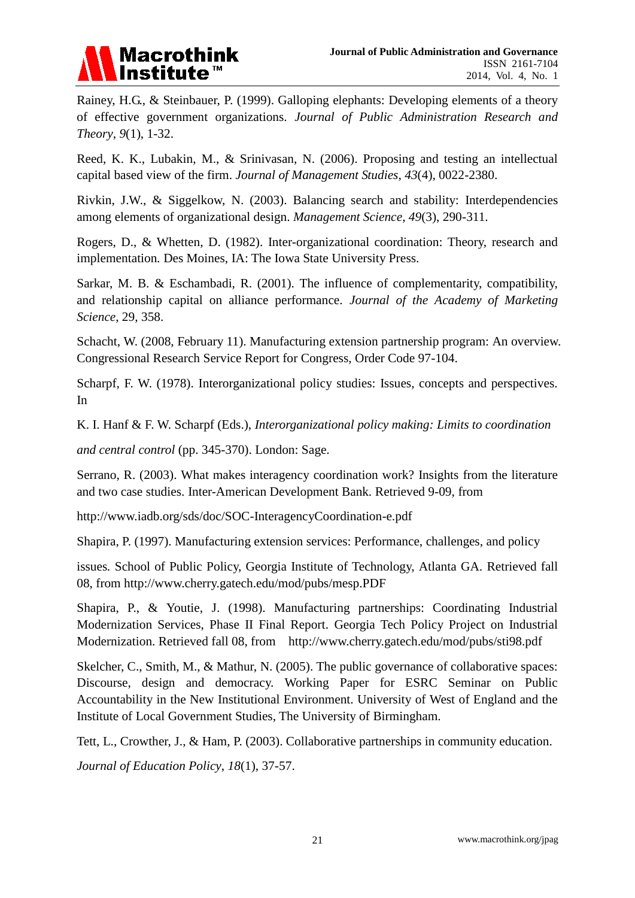Rainey, H.G., & Steinbauer, P. (1999). Galloping elephants: Developing elements of a theory of effective government organizations. *Journal of Public Administration Research and Theory*, *9*(1), 1-32.

Reed, K. K., Lubakin, M., & Srinivasan, N. (2006). Proposing and testing an intellectual capital based view of the firm. *Journal of Management Studies*, *43*(4), 0022-2380.

Rivkin, J.W., & Siggelkow, N. (2003). Balancing search and stability: Interdependencies among elements of organizational design. *Management Science*, *49*(3), 290-311.

Rogers, D., & Whetten, D. (1982). Inter-organizational coordination: Theory, research and implementation. Des Moines, IA: The Iowa State University Press.

Sarkar, M. B. & Eschambadi, R. (2001). The influence of complementarity, compatibility, and relationship capital on alliance performance. *Journal of the Academy of Marketing Science*, 29, 358.

Schacht, W. (2008, February 11). Manufacturing extension partnership program: An overview. Congressional Research Service Report for Congress, Order Code 97-104.

Scharpf, F. W. (1978). Interorganizational policy studies: Issues, concepts and perspectives. In

K. I. Hanf & F. W. Scharpf (Eds.), *Interorganizational policy making: Limits to coordination*

*and central control* (pp. 345-370). London: Sage.

Serrano, R. (2003). What makes interagency coordination work? Insights from the literature and two case studies. Inter-American Development Bank. Retrieved 9-09, from

http://www.iadb.org/sds/doc/SOC-InteragencyCoordination-e.pdf

Shapira, P. (1997). Manufacturing extension services: Performance, challenges, and policy

issues. School of Public Policy, Georgia Institute of Technology, Atlanta GA. Retrieved fall 08, from http://www.cherry.gatech.edu/mod/pubs/mesp.PDF

Shapira, P., & Youtie, J. (1998). Manufacturing partnerships: Coordinating Industrial Modernization Services, Phase II Final Report. Georgia Tech Policy Project on Industrial Modernization. Retrieved fall 08, from http://www.cherry.gatech.edu/mod/pubs/sti98.pdf

Skelcher, C., Smith, M., & Mathur, N. (2005). The public governance of collaborative spaces: Discourse, design and democracy. Working Paper for ESRC Seminar on Public Accountability in the New Institutional Environment. University of West of England and the Institute of Local Government Studies, The University of Birmingham.

Tett, L., Crowther, J., & Ham, P. (2003). Collaborative partnerships in community education.

*Journal of Education Policy*, *18*(1), 37-57.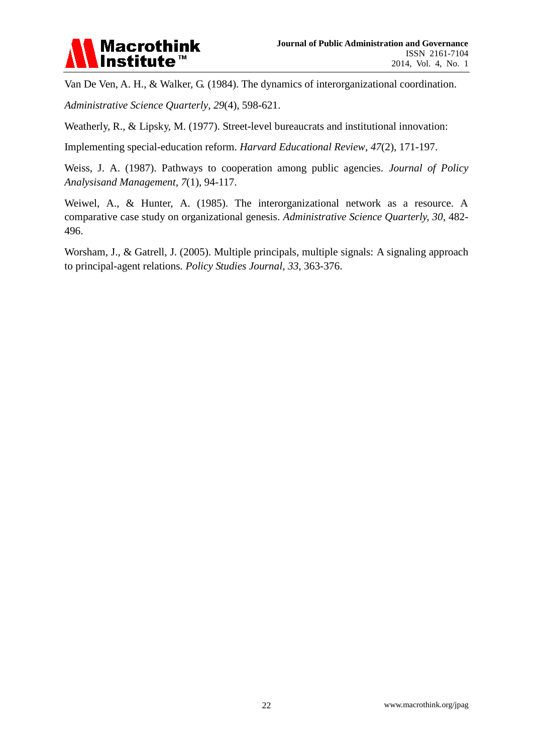Van De Ven, A. H., & Walker, G. (1984). The dynamics of interorganizational coordination. *Administrative Science Quarterly*, *29*(4), 598-621.

Weatherly, R., & Lipsky, M. (1977). Street-level bureaucrats and institutional innovation: Implementing special-education reform. *Harvard Educational Review*, *47*(2), 171-197.

Weiss, J. A. (1987). Pathways to cooperation among public agencies. *Journal of Policy Analysisand Management*, *7*(1), 94-117.

Weiwel, A., & Hunter, A. (1985). The interorganizational network as a resource. A comparative case study on organizational genesis. *Administrative Science Quarterly*, *30*, 482-496.

Worsham, J., & Gatrell, J. (2005). Multiple principals, multiple signals: A signaling approach to principal-agent relations. *Policy Studies Journal, 33*, 363-376.